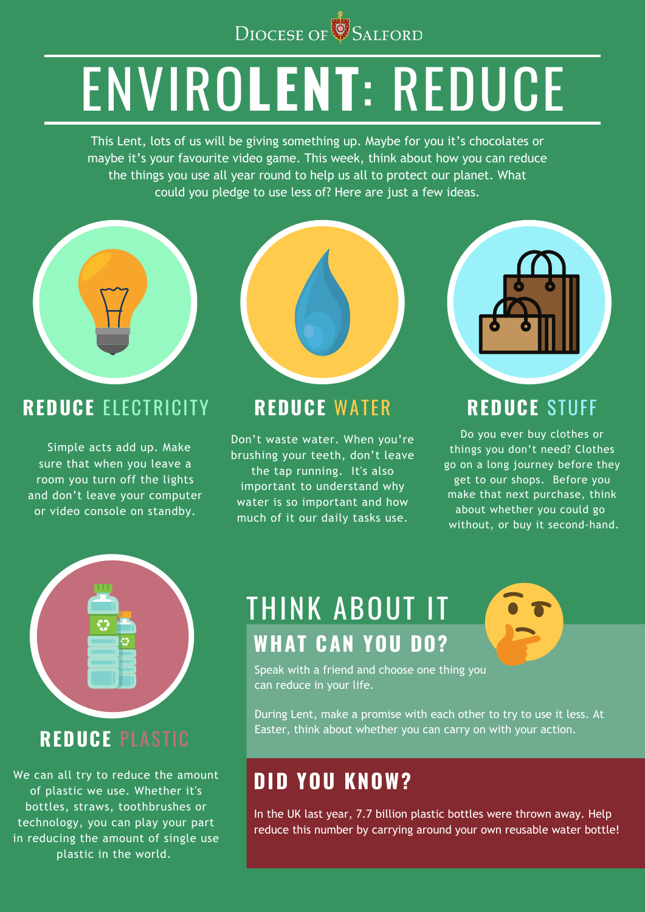Diocese of Salford

# ENVIROLENT: REDUCE

This Lent, lots of us will be giving something up. Maybe for you it's chocolates or maybe it's your favourite video game. This week, think about how you can reduce the things you use all year round to help us all to protect our planet. What could you pledge to use less of? Here are just a few ideas.

## REDUCE ELECTRICITY

Simple acts add up. Make sure that when you leave a room you turn off the lights and don't leave your computer or video console on standby.

## REDUCE WATER

Don't waste water. When you're brushing your teeth, don't leave the tap running. It's also important to understand why water is so important and how much of it our daily tasks use.

## REDUCE STUFF

Do you ever buy clothes or things you don't need? Clothes go on a long journey before they get to our shops. Before you make that next purchase, think about whether you could go without, or buy it second-hand.

## REDUCE PLASTIC

We can all try to reduce the amount of plastic we use. Whether it's bottles, straws, toothbrushes or technology, you can play your part in reducing the amount of single use plastic in the world.

## THINK ABOUT IT

### WHAT CAN YOU DO?

Speak with a friend and choose one thing you can reduce in your life.

During Lent, make a promise with each other to try to use it less. At Easter, think about whether you can carry on with your action.

## DID YOU KNOW?

In the UK last year, 7.7 billion plastic bottles were thrown away. Help reduce this number by carrying around your own reusable water bottle!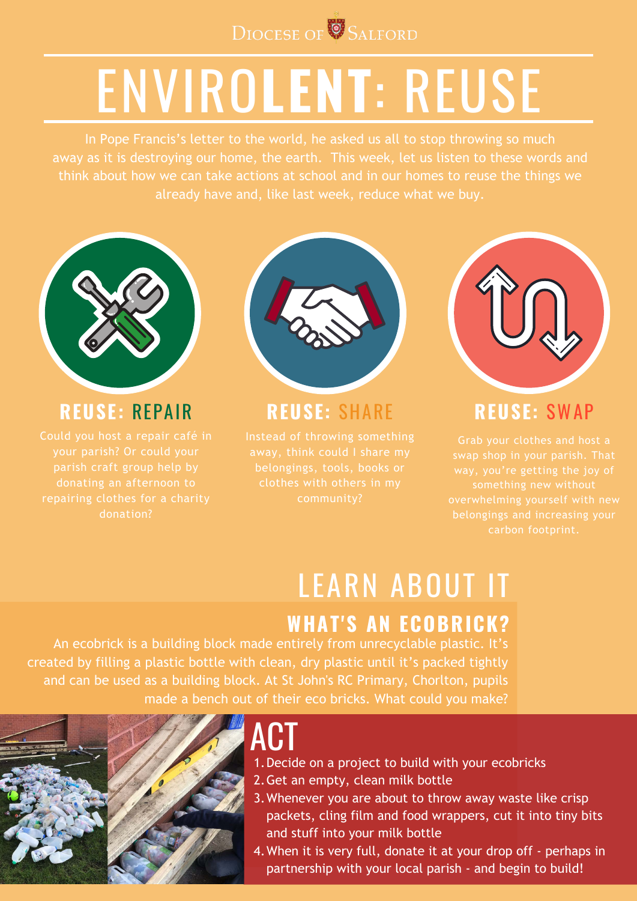Diocese of Salford

# ENVIROLENT: REUSE

In Pope Francis's letter to the world, he asked us all to stop throwing so much away as it is destroying our home, the earth. This week, let us listen to these words and think about how we can take actions at school and in our homes to reuse the things we already have and, like last week, reduce what we buy.

## REUSE: REPAIR

Could you host a repair café in your parish? Or could your parish craft group help by donating an afternoon to repairing clothes for a charity donation?

## REUSE: SHARE

Instead of throwing something away, think could I share my belongings, tools, books or clothes with others in my community?

## REUSE: SWAP

Grab your clothes and host a swap shop in your parish. That way, you're getting the joy of something new without overwhelming yourself with new belongings and increasing your carbon footprint.

## LEARN ABOUT IT

### WHAT'S AN ECOBRICK?

An ecobrick is a building block made entirely from unrecyclable plastic. It's created by filling a plastic bottle with clean, dry plastic until it's packed tightly and can be used as a building block. At St John's RC Primary, Chorlton, pupils made a bench out of their eco bricks. What could you make?

## ACT

1. Decide on a project to build with your ecobricks
2. Get an empty, clean milk bottle
3. Whenever you are about to throw away waste like crisp packets, cling film and food wrappers, cut it into tiny bits and stuff into your milk bottle
4. When it is very full, donate it at your drop off - perhaps in partnership with your local parish - and begin to build!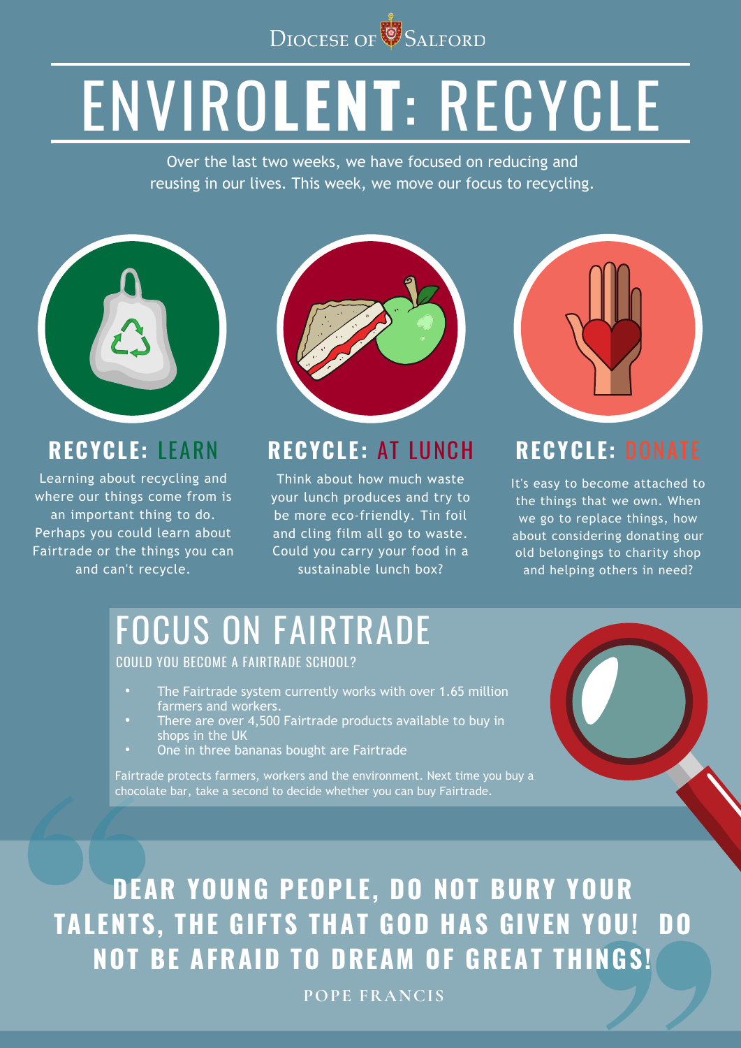Diocese of Salford

# ENVIROLENT: RECYCLE

Over the last two weeks, we have focused on reducing and reusing in our lives. This week, we move our focus to recycling.

## RECYCLE: LEARN

Learning about recycling and where our things come from is an important thing to do. Perhaps you could learn about Fairtrade or the things you can and can't recycle.

## RECYCLE: AT LUNCH

Think about how much waste your lunch produces and try to be more eco-friendly. Tin foil and cling film all go to waste. Could you carry your food in a sustainable lunch box?

## RECYCLE: DONATE

It's easy to become attached to the things that we own. When we go to replace things, how about considering donating our old belongings to charity shop and helping others in need?

## FOCUS ON FAIRTRADE

### COULD YOU BECOME A FAIRTRADE SCHOOL?

- The Fairtrade system currently works with over 1.65 million farmers and workers.
- There are over 4,500 Fairtrade products available to buy in shops in the UK
- One in three bananas bought are Fairtrade

Fairtrade protects farmers, workers and the environment. Next time you buy a chocolate bar, take a second to decide whether you can buy Fairtrade.

> **DEAR YOUNG PEOPLE, DO NOT BURY YOUR TALENTS, THE GIFTS THAT GOD HAS GIVEN YOU! DO NOT BE AFRAID TO DREAM OF GREAT THINGS!**
>
> POPE FRANCIS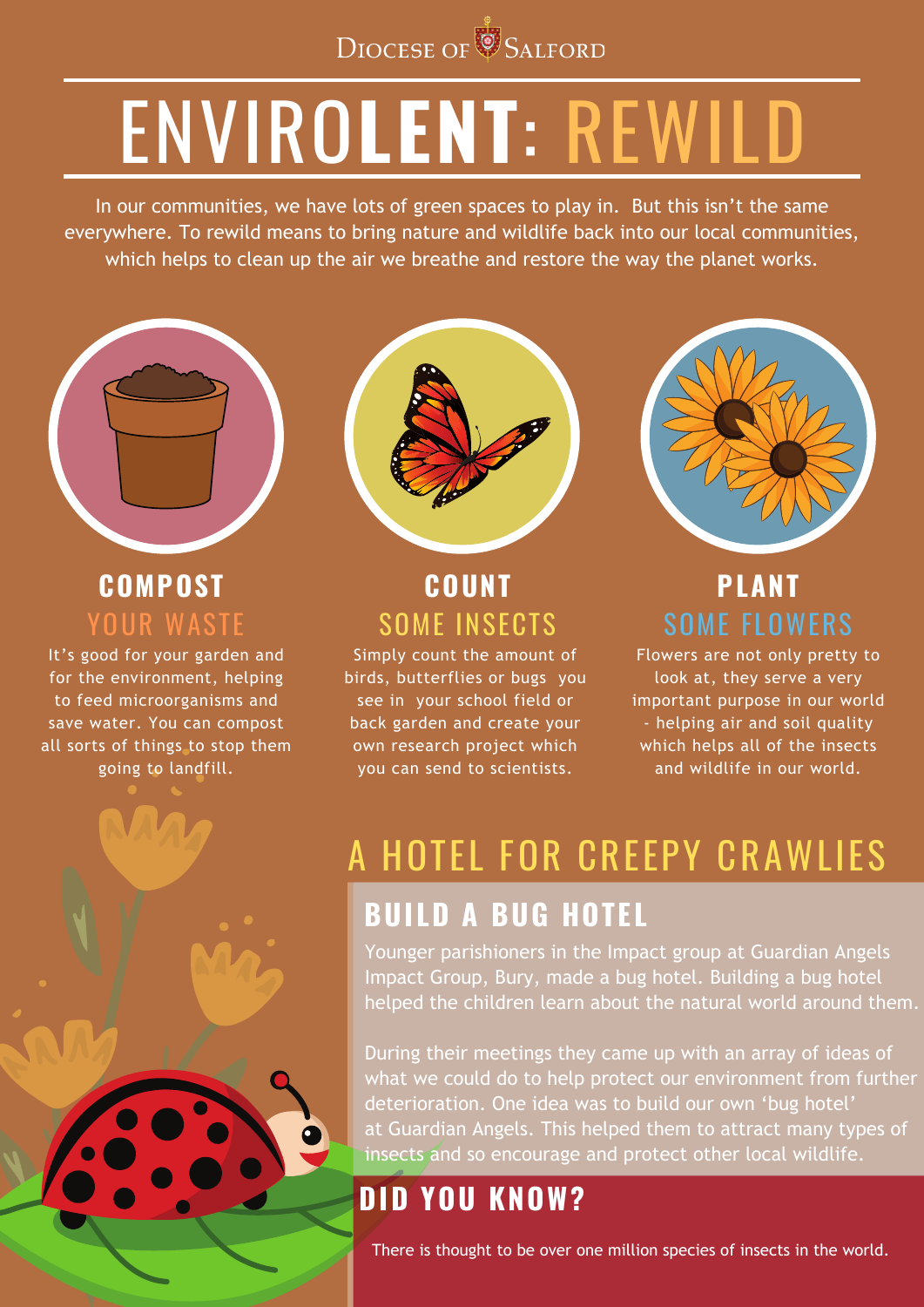Diocese of Salford

# ENVIROLENT: REWILD

In our communities, we have lots of green spaces to play in. But this isn't the same everywhere. To rewild means to bring nature and wildlife back into our local communities, which helps to clean up the air we breathe and restore the way the planet works.

## COMPOST YOUR WASTE

It's good for your garden and for the environment, helping to feed microorganisms and save water. You can compost all sorts of things to stop them going to landfill.

## COUNT SOME INSECTS

Simply count the amount of birds, butterflies or bugs you see in your school field or back garden and create your own research project which you can send to scientists.

## PLANT SOME FLOWERS

Flowers are not only pretty to look at, they serve a very important purpose in our world - helping air and soil quality which helps all of the insects and wildlife in our world.

# A HOTEL FOR CREEPY CRAWLIES

## BUILD A BUG HOTEL

Younger parishioners in the Impact group at Guardian Angels Impact Group, Bury, made a bug hotel. Building a bug hotel helped the children learn about the natural world around them.

During their meetings they came up with an array of ideas of what we could do to help protect our environment from further deterioration. One idea was to build our own 'bug hotel' at Guardian Angels. This helped them to attract many types of insects and so encourage and protect other local wildlife.

## DID YOU KNOW?

There is thought to be over one million species of insects in the world.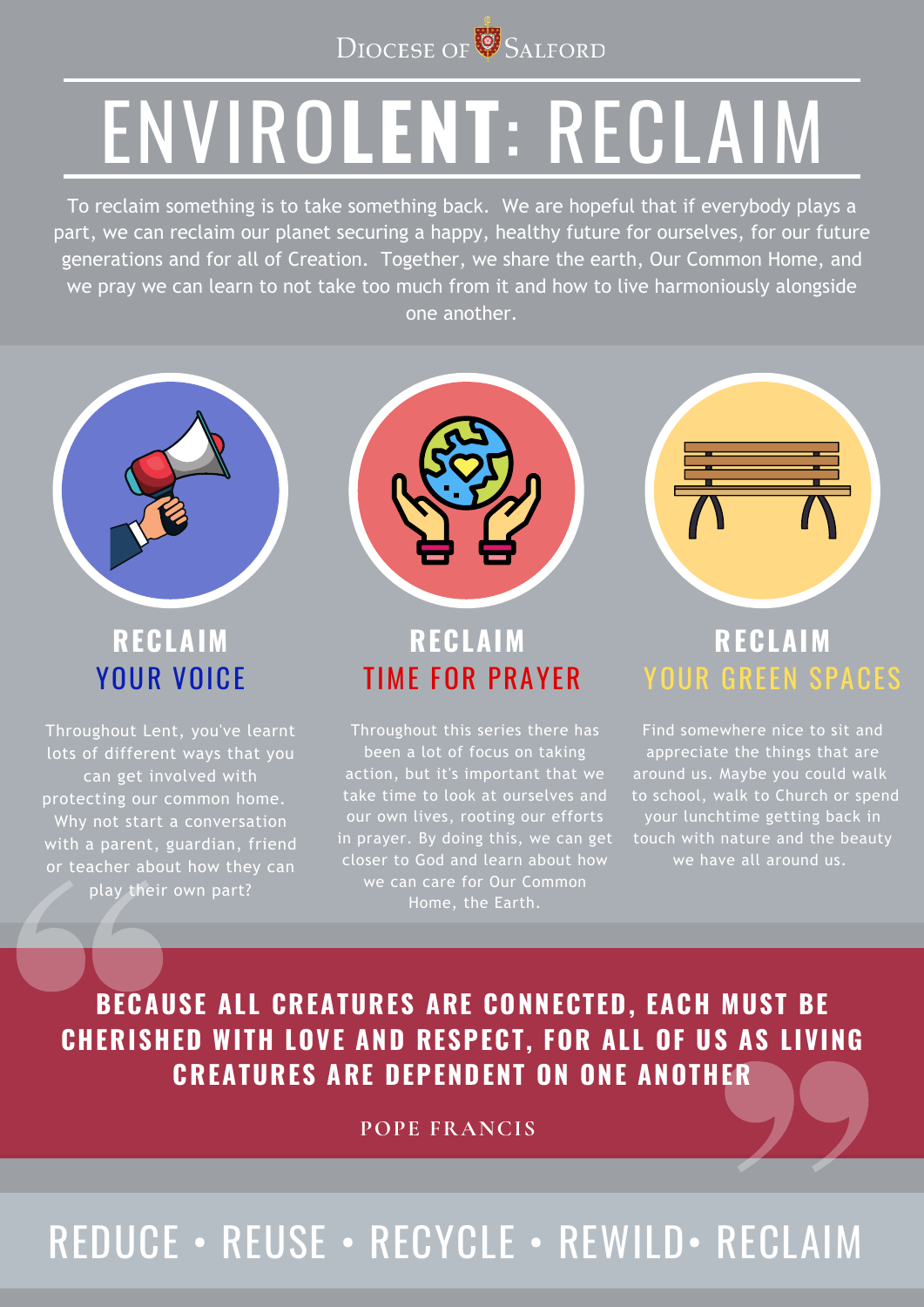Diocese of Salford

# ENVIROLENT: RECLAIM

To reclaim something is to take something back. We are hopeful that if everybody plays a part, we can reclaim our planet securing a happy, healthy future for ourselves, for our future generations and for all of Creation. Together, we share the earth, Our Common Home, and we pray we can learn to not take too much from it and how to live harmoniously alongside one another.

## RECLAIM YOUR VOICE

Throughout Lent, you've learnt lots of different ways that you can get involved with protecting our common home. Why not start a conversation with a parent, guardian, friend or teacher about how they can play their own part?

## RECLAIM TIME FOR PRAYER

Throughout this series there has been a lot of focus on taking action, but it's important that we take time to look at ourselves and our own lives, rooting our efforts in prayer. By doing this, we can get closer to God and learn about how we can care for Our Common Home, the Earth.

## RECLAIM YOUR GREEN SPACES

Find somewhere nice to sit and appreciate the things that are around us. Maybe you could walk to school, walk to Church or spend your lunchtime getting back in touch with nature and the beauty we have all around us.

> **BECAUSE ALL CREATURES ARE CONNECTED, EACH MUST BE CHERISHED WITH LOVE AND RESPECT, FOR ALL OF US AS LIVING CREATURES ARE DEPENDENT ON ONE ANOTHER**
>
> POPE FRANCIS

REDUCE • REUSE • RECYCLE • REWILD • RECLAIM